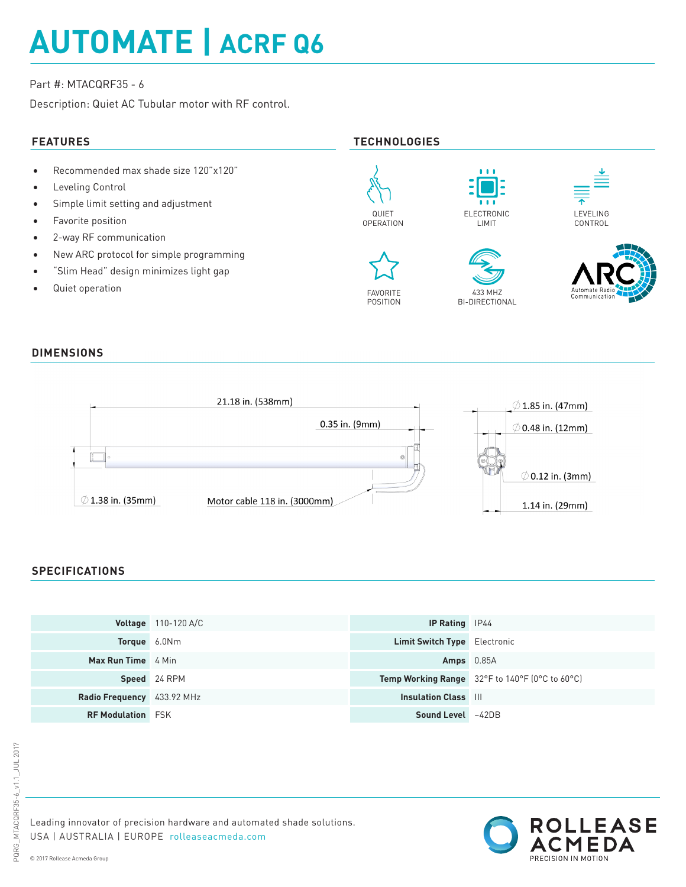# AUTOMATE | ACRF Q6

Part #: MTACQRF35 - 6

Description: Quiet AC Tubular motor with RF control.

## FEATURES

- Recommended max shade size 120"x120"
- Leveling Control
- Simple limit setting and adjustment
- Favorite position
- 2-way RF communication
- New ARC protocol for simple programming
- "Slim Head" design minimizes light gap
- Quiet operation

## TECHNOLOGIES

QUIET OPERATION

ELECTRONIC LIMIT

LEVELING CONTROL

FAVORITE POSITION

433 MHZ BI-DIRECTIONAL

ARC Automate Radio Communication

## DIMENSIONS

21.18 in. (538mm)

0.35 in. (9mm)

∅ 1.38 in. (35mm)

Motor cable 118 in. (3000mm)

∅ 1.85 in. (47mm)

∅ 0.48 in. (12mm)

∅ 0.12 in. (3mm)

1.14 in. (29mm)

## SPECIFICATIONS

| | | | |
|---|---|---|---|
| **Voltage** | 110-120 A/C | **IP Rating** | IP44 |
| **Torque** | 6.0Nm | **Limit Switch Type** | Electronic |
| **Max Run Time** | 4 Min | **Amps** | 0.85A |
| **Speed** | 24 RPM | **Temp Working Range** | 32°F to 140°F (0°C to 60°C) |
| **Radio Frequency** | 433.92 MHz | **Insulation Class** | III |
| **RF Modulation** | FSK | **Sound Level** | ~42DB |

PQRG_MTACQRF35-6_v1.1_JUL 2017

Leading innovator of precision hardware and automated shade solutions.
USA | AUSTRALIA | EUROPE rolleaseacmeda.com

© 2017 Rollease Acmeda Group

ROLLEASE ACMEDA PRECISION IN MOTION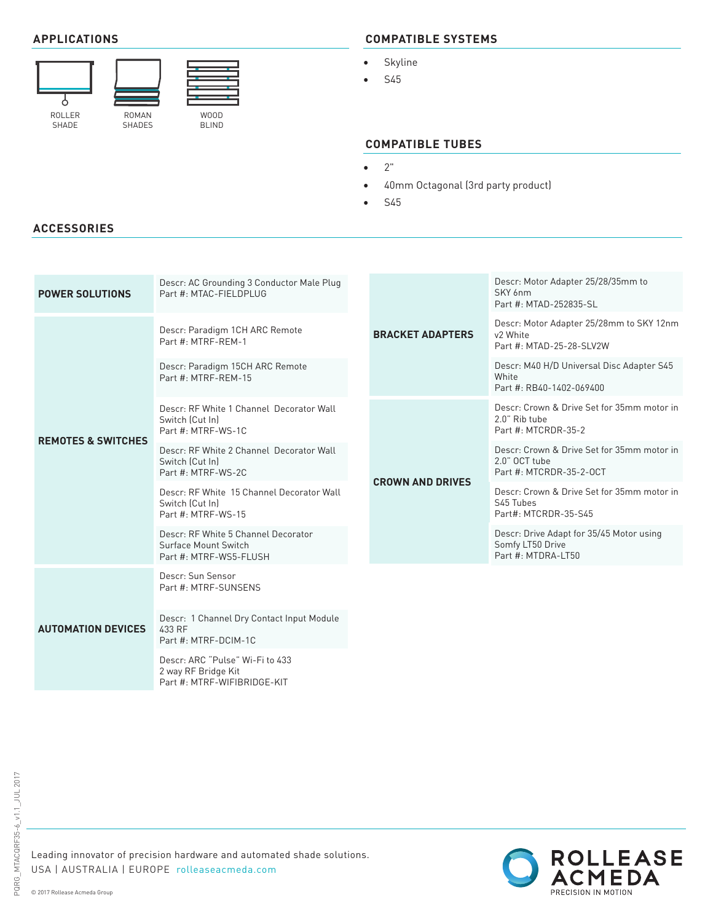## APPLICATIONS

ROLLER SHADE

ROMAN SHADES

WOOD BLIND

## COMPATIBLE SYSTEMS

- Skyline
- S45

## COMPATIBLE TUBES

- 2"
- 40mm Octagonal (3rd party product)
- S45

## ACCESSORIES

| | |
|---|---|
| **POWER SOLUTIONS** | Descr: AC Grounding 3 Conductor Male Plug<br>Part #: MTAC-FIELDPLUG |
| **REMOTES & SWITCHES** | Descr: Paradigm 1CH ARC Remote<br>Part #: MTRF-REM-1 |
| | Descr: Paradigm 15CH ARC Remote<br>Part #: MTRF-REM-15 |
| | Descr: RF White 1 Channel Decorator Wall Switch (Cut In)<br>Part #: MTRF-WS-1C |
| | Descr: RF White 2 Channel Decorator Wall Switch (Cut In)<br>Part #: MTRF-WS-2C |
| | Descr: RF White 15 Channel Decorator Wall Switch (Cut In)<br>Part #: MTRF-WS-15 |
| | Descr: RF White 5 Channel Decorator Surface Mount Switch<br>Part #: MTRF-WS5-FLUSH |
| **AUTOMATION DEVICES** | Descr: Sun Sensor<br>Part #: MTRF-SUNSENS |
| | Descr: 1 Channel Dry Contact Input Module 433 RF<br>Part #: MTRF-DCIM-1C |
| | Descr: ARC "Pulse" Wi-Fi to 433 2 way RF Bridge Kit<br>Part #: MTRF-WIFIBRIDGE-KIT |

| | |
|---|---|
| **BRACKET ADAPTERS** | Descr: Motor Adapter 25/28/35mm to SKY 6nm<br>Part #: MTAD-252835-SL |
| | Descr: Motor Adapter 25/28mm to SKY 12nm v2 White<br>Part #: MTAD-25-28-SLV2W |
| | Descr: M40 H/D Universal Disc Adapter S45 White<br>Part #: RB40-1402-069400 |
| **CROWN AND DRIVES** | Descr: Crown & Drive Set for 35mm motor in 2.0" Rib tube<br>Part #: MTCRDR-35-2 |
| | Descr: Crown & Drive Set for 35mm motor in 2.0" OCT tube<br>Part #: MTCRDR-35-2-OCT |
| | Descr: Crown & Drive Set for 35mm motor in S45 Tubes<br>Part#: MTCRDR-35-S45 |
| | Descr: Drive Adapt for 35/45 Motor using Somfy LT50 Drive<br>Part #: MTDRA-LT50 |

PQRG_MTACQRF35-6_v1.1_JUL 2017

Leading innovator of precision hardware and automated shade solutions.
USA | AUSTRALIA | EUROPE rolleaseacmeda.com

© 2017 Rollease Acmeda Group

ROLLEASE ACMEDA
PRECISION IN MOTION